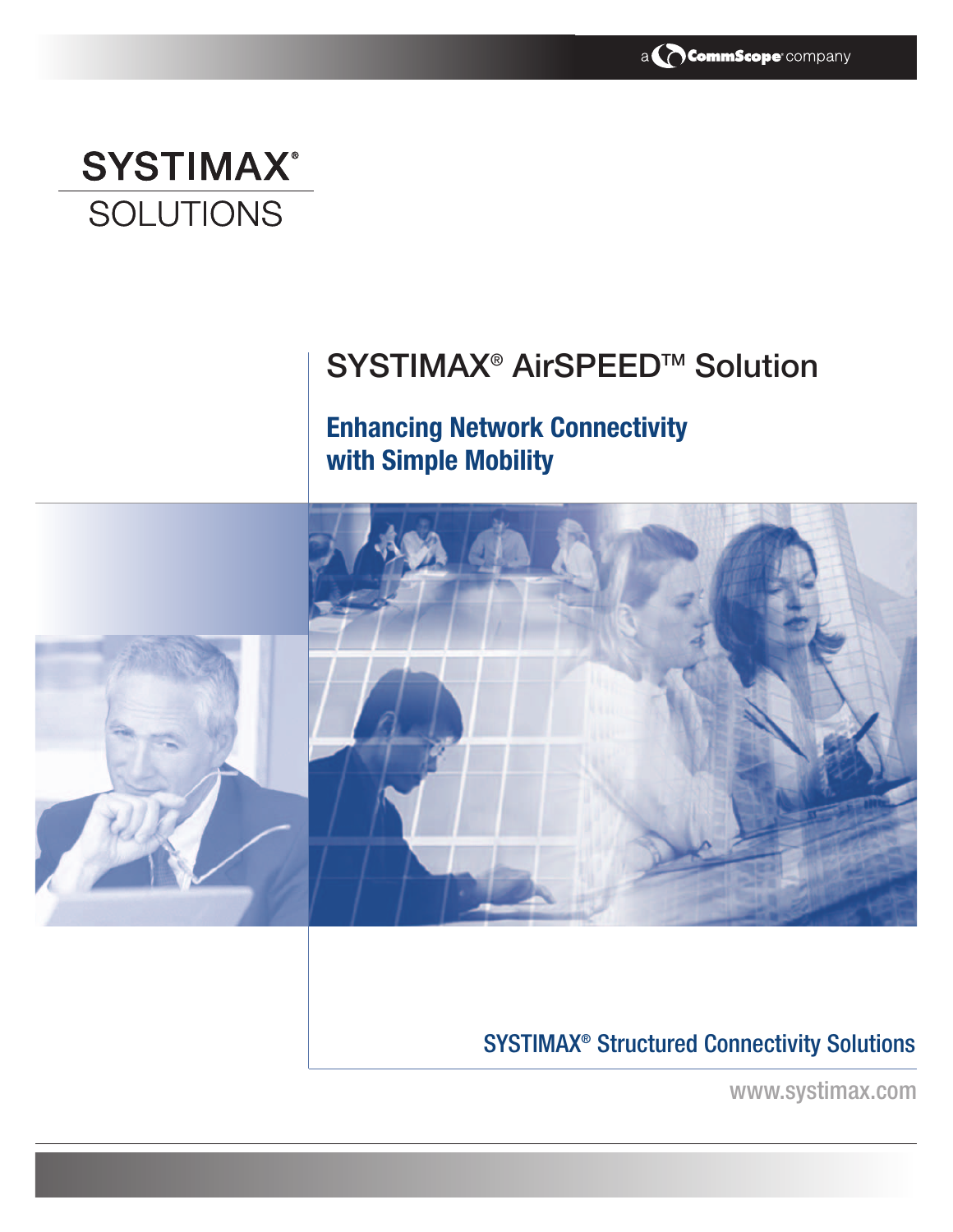a CommScope® company

# SYSTIMAX® SOLUTIONS

## SYSTIMAX® AirSPEED™ Solution

### Enhancing Network Connectivity with Simple Mobility

SYSTIMAX® Structured Connectivity Solutions

www.systimax.com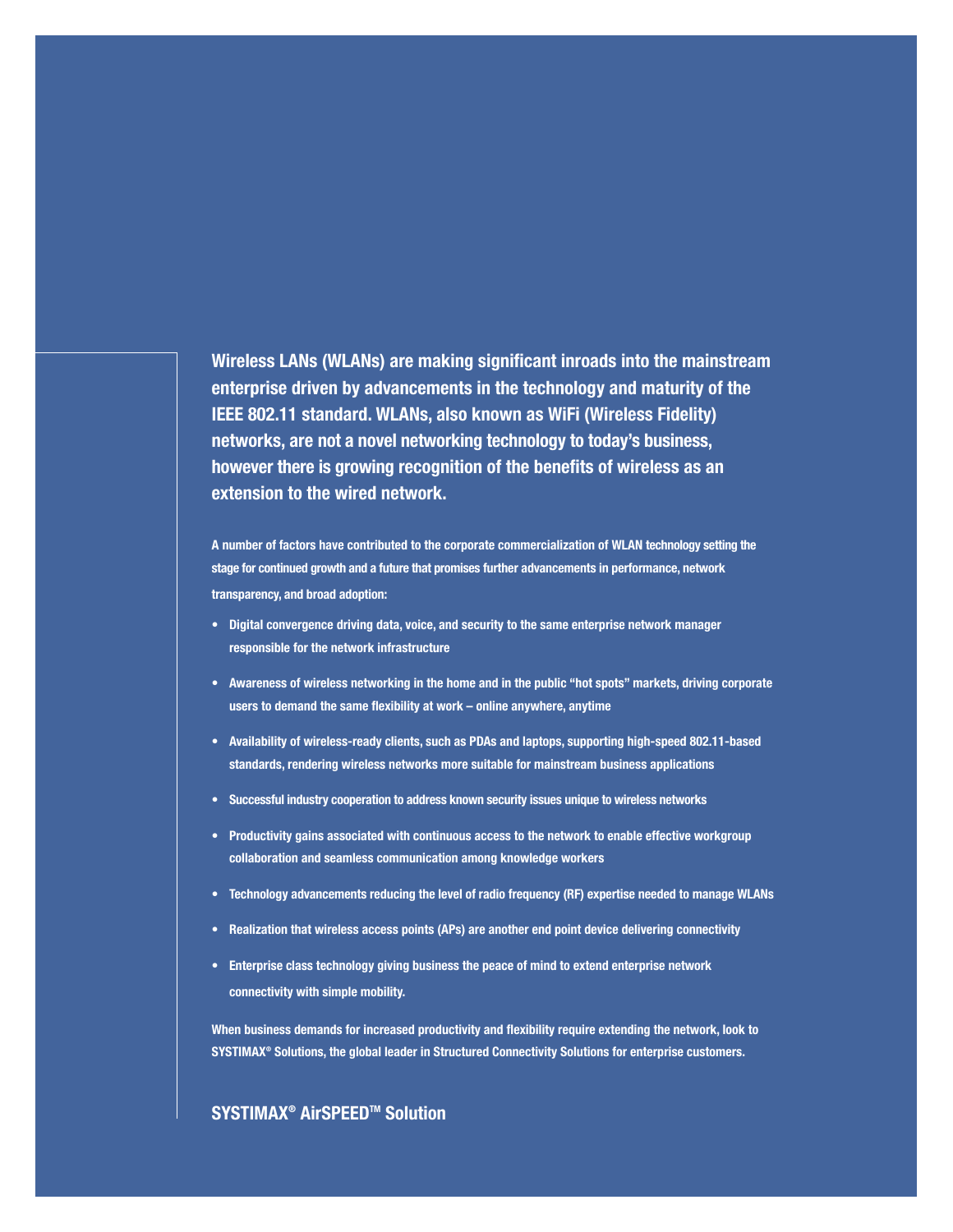**Wireless LANs (WLANs) are making significant inroads into the mainstream enterprise driven by advancements in the technology and maturity of the IEEE 802.11 standard. WLANs, also known as WiFi (Wireless Fidelity) networks, are not a novel networking technology to today's business, however there is growing recognition of the benefits of wireless as an extension to the wired network.**

A number of factors have contributed to the corporate commercialization of WLAN technology setting the stage for continued growth and a future that promises further advancements in performance, network transparency, and broad adoption:

- Digital convergence driving data, voice, and security to the same enterprise network manager responsible for the network infrastructure
- Awareness of wireless networking in the home and in the public "hot spots" markets, driving corporate users to demand the same flexibility at work – online anywhere, anytime
- Availability of wireless-ready clients, such as PDAs and laptops, supporting high-speed 802.11-based standards, rendering wireless networks more suitable for mainstream business applications
- Successful industry cooperation to address known security issues unique to wireless networks
- Productivity gains associated with continuous access to the network to enable effective workgroup collaboration and seamless communication among knowledge workers
- Technology advancements reducing the level of radio frequency (RF) expertise needed to manage WLANs
- Realization that wireless access points (APs) are another end point device delivering connectivity
- Enterprise class technology giving business the peace of mind to extend enterprise network connectivity with simple mobility.

When business demands for increased productivity and flexibility require extending the network, look to SYSTIMAX® Solutions, the global leader in Structured Connectivity Solutions for enterprise customers.

## SYSTIMAX® AirSPEED™ Solution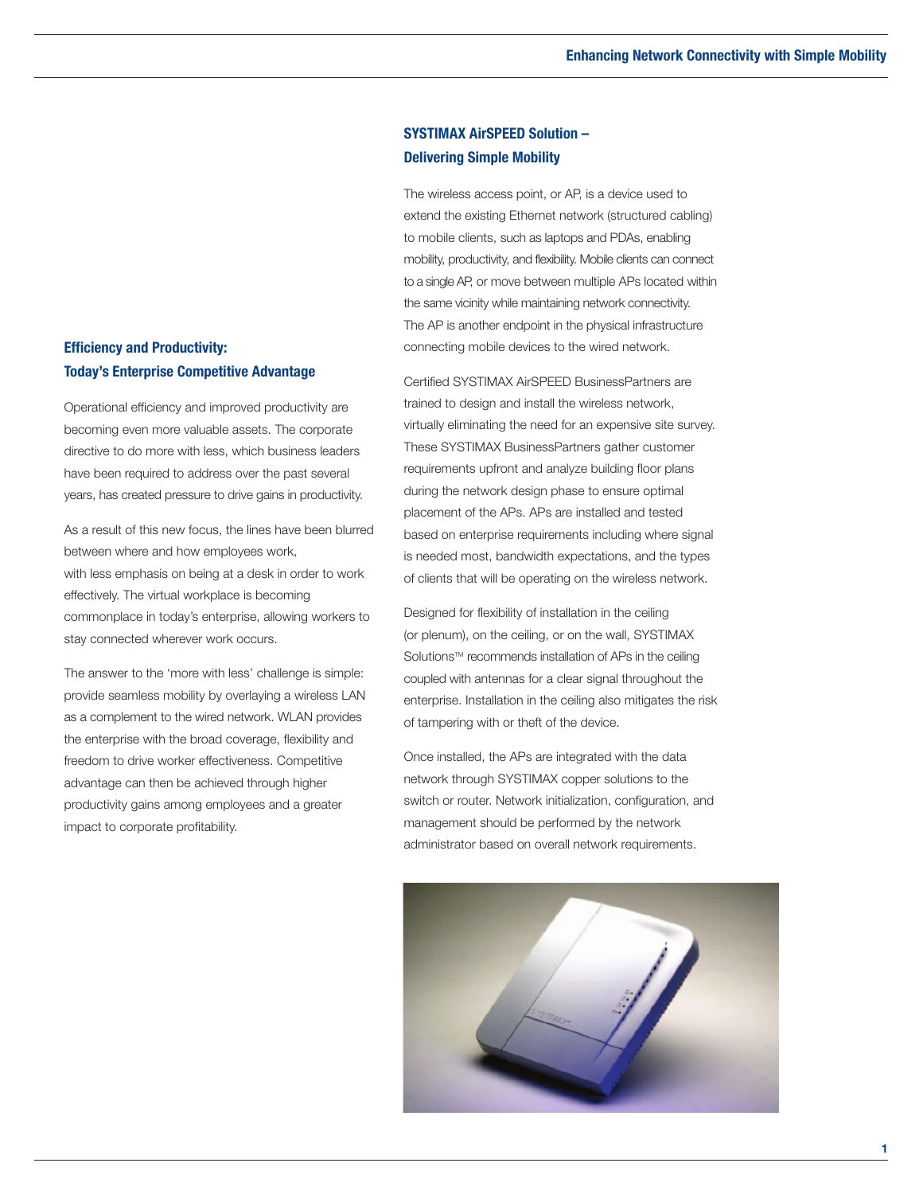## Efficiency and Productivity: Today's Enterprise Competitive Advantage

Operational efficiency and improved productivity are becoming even more valuable assets. The corporate directive to do more with less, which business leaders have been required to address over the past several years, has created pressure to drive gains in productivity.

As a result of this new focus, the lines have been blurred between where and how employees work, with less emphasis on being at a desk in order to work effectively. The virtual workplace is becoming commonplace in today's enterprise, allowing workers to stay connected wherever work occurs.

The answer to the 'more with less' challenge is simple: provide seamless mobility by overlaying a wireless LAN as a complement to the wired network. WLAN provides the enterprise with the broad coverage, flexibility and freedom to drive worker effectiveness. Competitive advantage can then be achieved through higher productivity gains among employees and a greater impact to corporate profitability.

## SYSTIMAX AirSPEED Solution – Delivering Simple Mobility

The wireless access point, or AP, is a device used to extend the existing Ethernet network (structured cabling) to mobile clients, such as laptops and PDAs, enabling mobility, productivity, and flexibility. Mobile clients can connect to a single AP, or move between multiple APs located within the same vicinity while maintaining network connectivity. The AP is another endpoint in the physical infrastructure connecting mobile devices to the wired network.

Certified SYSTIMAX AirSPEED BusinessPartners are trained to design and install the wireless network, virtually eliminating the need for an expensive site survey. These SYSTIMAX BusinessPartners gather customer requirements upfront and analyze building floor plans during the network design phase to ensure optimal placement of the APs. APs are installed and tested based on enterprise requirements including where signal is needed most, bandwidth expectations, and the types of clients that will be operating on the wireless network.

Designed for flexibility of installation in the ceiling (or plenum), on the ceiling, or on the wall, SYSTIMAX Solutions™ recommends installation of APs in the ceiling coupled with antennas for a clear signal throughout the enterprise. Installation in the ceiling also mitigates the risk of tampering with or theft of the device.

Once installed, the APs are integrated with the data network through SYSTIMAX copper solutions to the switch or router. Network initialization, configuration, and management should be performed by the network administrator based on overall network requirements.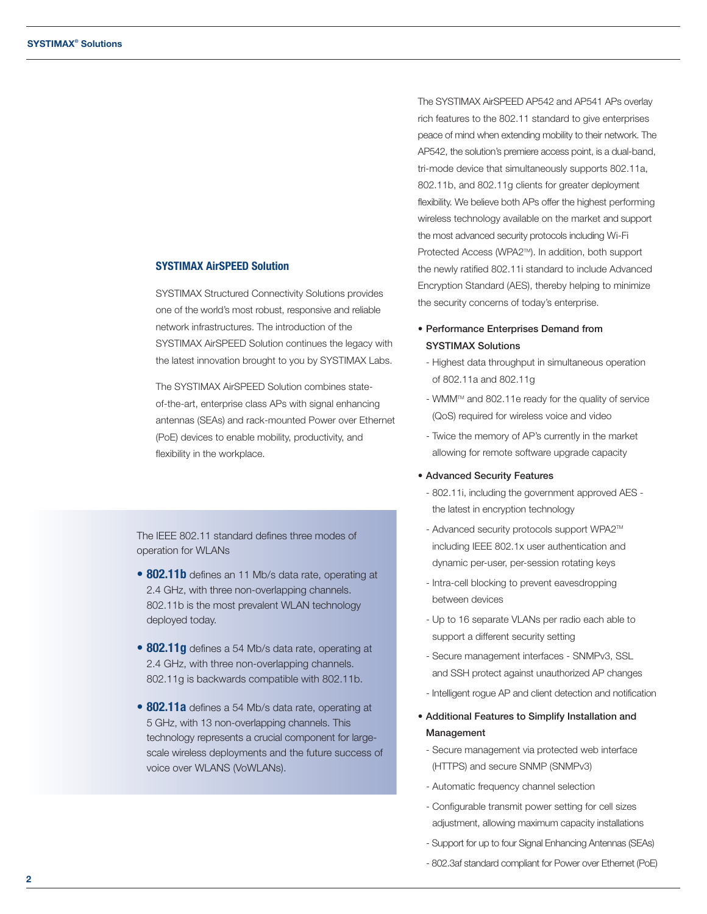## SYSTIMAX AirSPEED Solution

SYSTIMAX Structured Connectivity Solutions provides one of the world's most robust, responsive and reliable network infrastructures. The introduction of the SYSTIMAX AirSPEED Solution continues the legacy with the latest innovation brought to you by SYSTIMAX Labs.

The SYSTIMAX AirSPEED Solution combines state-of-the-art, enterprise class APs with signal enhancing antennas (SEAs) and rack-mounted Power over Ethernet (PoE) devices to enable mobility, productivity, and flexibility in the workplace.

The IEEE 802.11 standard defines three modes of operation for WLANs

- **802.11b** defines an 11 Mb/s data rate, operating at 2.4 GHz, with three non-overlapping channels. 802.11b is the most prevalent WLAN technology deployed today.
- **802.11g** defines a 54 Mb/s data rate, operating at 2.4 GHz, with three non-overlapping channels. 802.11g is backwards compatible with 802.11b.
- **802.11a** defines a 54 Mb/s data rate, operating at 5 GHz, with 13 non-overlapping channels. This technology represents a crucial component for large-scale wireless deployments and the future success of voice over WLANS (VoWLANs).

The SYSTIMAX AirSPEED AP542 and AP541 APs overlay rich features to the 802.11 standard to give enterprises peace of mind when extending mobility to their network. The AP542, the solution's premiere access point, is a dual-band, tri-mode device that simultaneously supports 802.11a, 802.11b, and 802.11g clients for greater deployment flexibility. We believe both APs offer the highest performing wireless technology available on the market and support the most advanced security protocols including Wi-Fi Protected Access (WPA2™). In addition, both support the newly ratified 802.11i standard to include Advanced Encryption Standard (AES), thereby helping to minimize the security concerns of today's enterprise.

- **Performance Enterprises Demand from SYSTIMAX Solutions**
  - Highest data throughput in simultaneous operation of 802.11a and 802.11g
  - WMM™ and 802.11e ready for the quality of service (QoS) required for wireless voice and video
  - Twice the memory of AP's currently in the market allowing for remote software upgrade capacity
- **Advanced Security Features**
  - 802.11i, including the government approved AES - the latest in encryption technology
  - Advanced security protocols support WPA2™ including IEEE 802.1x user authentication and dynamic per-user, per-session rotating keys
  - Intra-cell blocking to prevent eavesdropping between devices
  - Up to 16 separate VLANs per radio each able to support a different security setting
  - Secure management interfaces - SNMPv3, SSL and SSH protect against unauthorized AP changes
  - Intelligent rogue AP and client detection and notification
- **Additional Features to Simplify Installation and Management**
  - Secure management via protected web interface (HTTPS) and secure SNMP (SNMPv3)
  - Automatic frequency channel selection
  - Configurable transmit power setting for cell sizes adjustment, allowing maximum capacity installations
  - Support for up to four Signal Enhancing Antennas (SEAs)
  - 802.3af standard compliant for Power over Ethernet (PoE)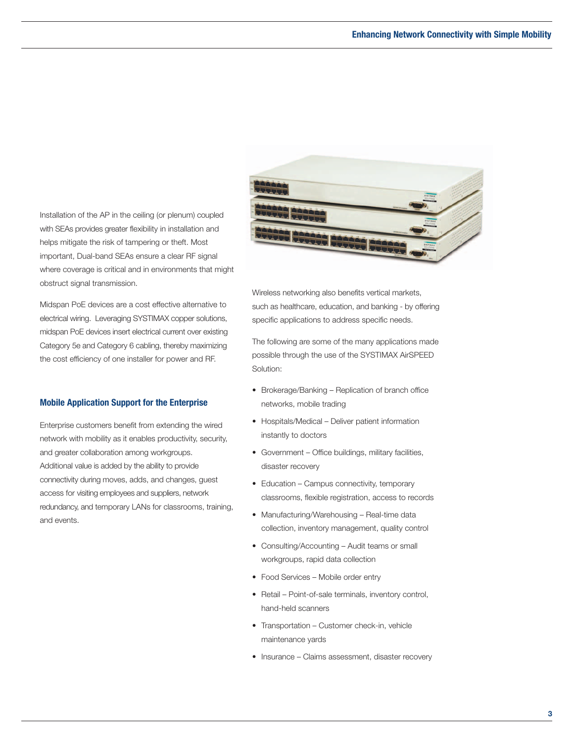Installation of the AP in the ceiling (or plenum) coupled with SEAs provides greater flexibility in installation and helps mitigate the risk of tampering or theft. Most important, Dual-band SEAs ensure a clear RF signal where coverage is critical and in environments that might obstruct signal transmission.

Midspan PoE devices are a cost effective alternative to electrical wiring. Leveraging SYSTIMAX copper solutions, midspan PoE devices insert electrical current over existing Category 5e and Category 6 cabling, thereby maximizing the cost efficiency of one installer for power and RF.

### Mobile Application Support for the Enterprise

Enterprise customers benefit from extending the wired network with mobility as it enables productivity, security, and greater collaboration among workgroups. Additional value is added by the ability to provide connectivity during moves, adds, and changes, guest access for visiting employees and suppliers, network redundancy, and temporary LANs for classrooms, training, and events.

Wireless networking also benefits vertical markets, such as healthcare, education, and banking - by offering specific applications to address specific needs.

The following are some of the many applications made possible through the use of the SYSTIMAX AirSPEED Solution:

- Brokerage/Banking – Replication of branch office networks, mobile trading
- Hospitals/Medical – Deliver patient information instantly to doctors
- Government – Office buildings, military facilities, disaster recovery
- Education – Campus connectivity, temporary classrooms, flexible registration, access to records
- Manufacturing/Warehousing – Real-time data collection, inventory management, quality control
- Consulting/Accounting – Audit teams or small workgroups, rapid data collection
- Food Services – Mobile order entry
- Retail – Point-of-sale terminals, inventory control, hand-held scanners
- Transportation – Customer check-in, vehicle maintenance yards
- Insurance – Claims assessment, disaster recovery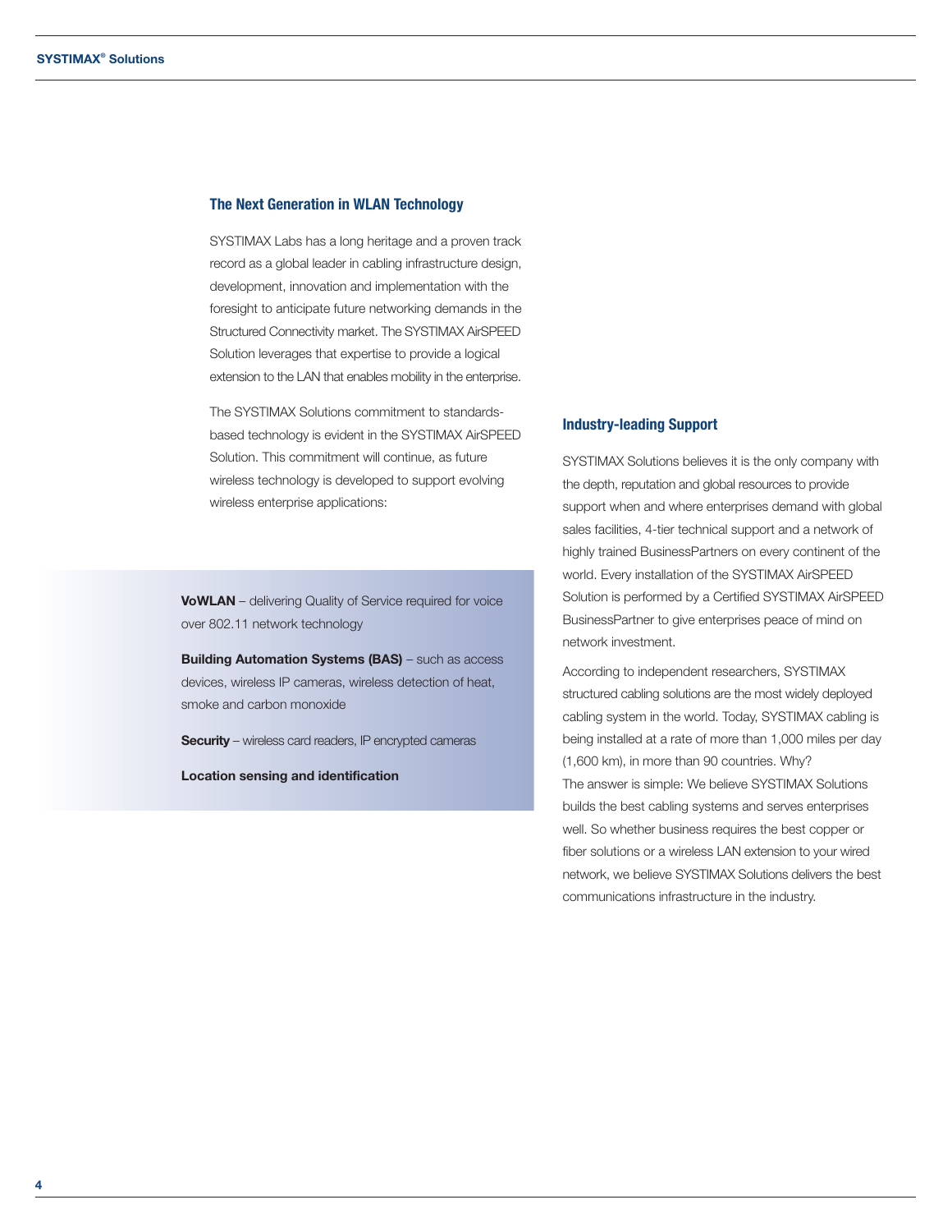## The Next Generation in WLAN Technology

SYSTIMAX Labs has a long heritage and a proven track record as a global leader in cabling infrastructure design, development, innovation and implementation with the foresight to anticipate future networking demands in the Structured Connectivity market. The SYSTIMAX AirSPEED Solution leverages that expertise to provide a logical extension to the LAN that enables mobility in the enterprise.

The SYSTIMAX Solutions commitment to standards-based technology is evident in the SYSTIMAX AirSPEED Solution. This commitment will continue, as future wireless technology is developed to support evolving wireless enterprise applications:

**VoWLAN** – delivering Quality of Service required for voice over 802.11 network technology

**Building Automation Systems (BAS)** – such as access devices, wireless IP cameras, wireless detection of heat, smoke and carbon monoxide

**Security** – wireless card readers, IP encrypted cameras

**Location sensing and identification**

## Industry-leading Support

SYSTIMAX Solutions believes it is the only company with the depth, reputation and global resources to provide support when and where enterprises demand with global sales facilities, 4-tier technical support and a network of highly trained BusinessPartners on every continent of the world. Every installation of the SYSTIMAX AirSPEED Solution is performed by a Certified SYSTIMAX AirSPEED BusinessPartner to give enterprises peace of mind on network investment.

According to independent researchers, SYSTIMAX structured cabling solutions are the most widely deployed cabling system in the world. Today, SYSTIMAX cabling is being installed at a rate of more than 1,000 miles per day (1,600 km), in more than 90 countries. Why?
The answer is simple: We believe SYSTIMAX Solutions builds the best cabling systems and serves enterprises well. So whether business requires the best copper or fiber solutions or a wireless LAN extension to your wired network, we believe SYSTIMAX Solutions delivers the best communications infrastructure in the industry.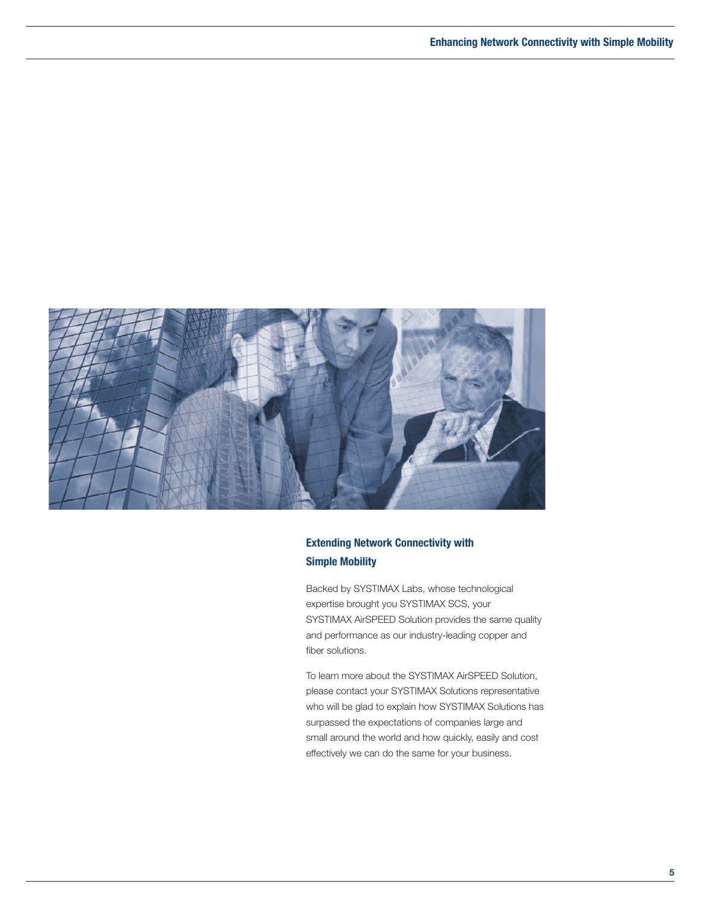## Extending Network Connectivity with Simple Mobility

Backed by SYSTIMAX Labs, whose technological expertise brought you SYSTIMAX SCS, your SYSTIMAX AirSPEED Solution provides the same quality and performance as our industry-leading copper and fiber solutions.

To learn more about the SYSTIMAX AirSPEED Solution, please contact your SYSTIMAX Solutions representative who will be glad to explain how SYSTIMAX Solutions has surpassed the expectations of companies large and small around the world and how quickly, easily and cost effectively we can do the same for your business.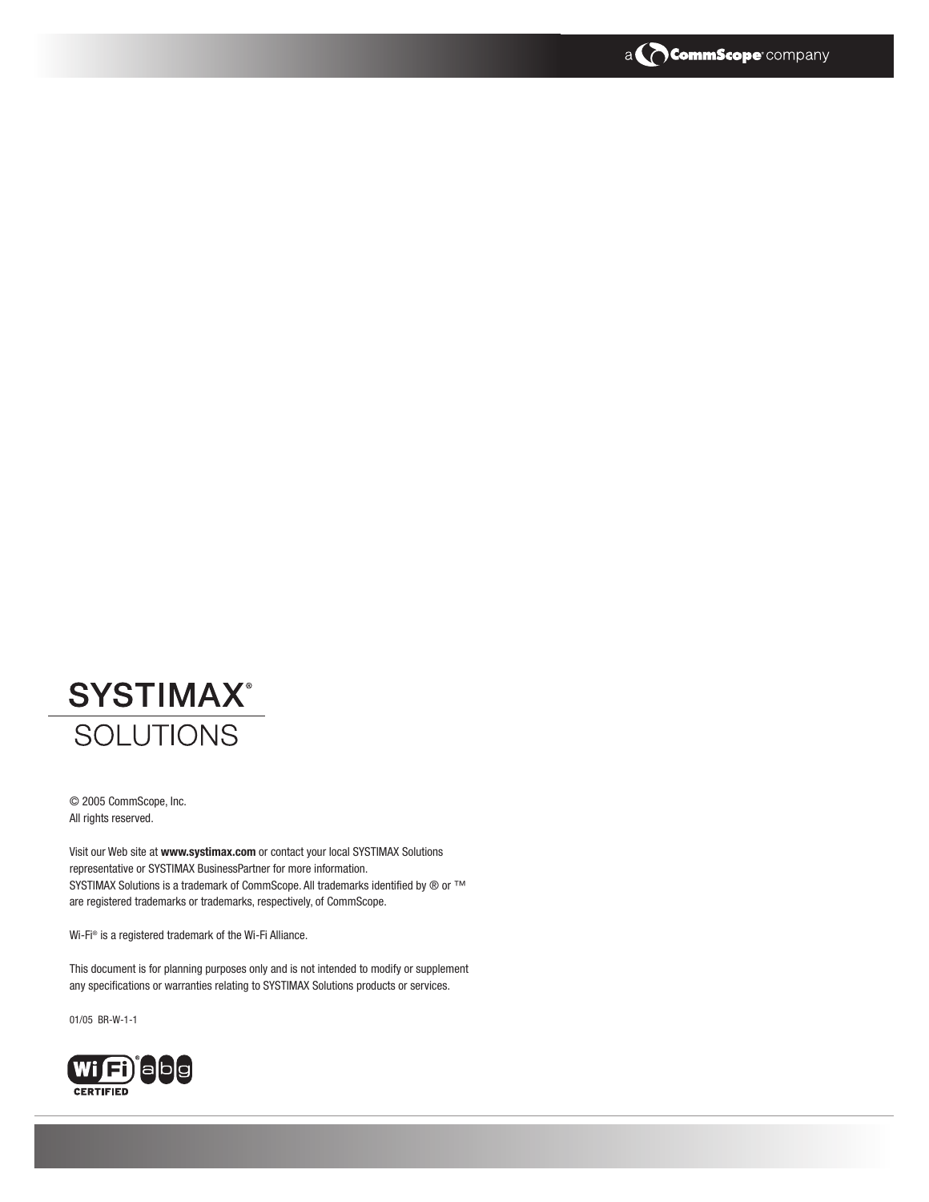a CommScope company

SYSTIMAX®

SOLUTIONS

© 2005 CommScope, Inc.
All rights reserved.

Visit our Web site at **www.systimax.com** or contact your local SYSTIMAX Solutions representative or SYSTIMAX BusinessPartner for more information.
SYSTIMAX Solutions is a trademark of CommScope. All trademarks identified by ® or ™ are registered trademarks or trademarks, respectively, of CommScope.

Wi-Fi® is a registered trademark of the Wi-Fi Alliance.

This document is for planning purposes only and is not intended to modify or supplement any specifications or warranties relating to SYSTIMAX Solutions products or services.

01/05 BR-W-1-1

Wi Fi® a b g
CERTIFIED